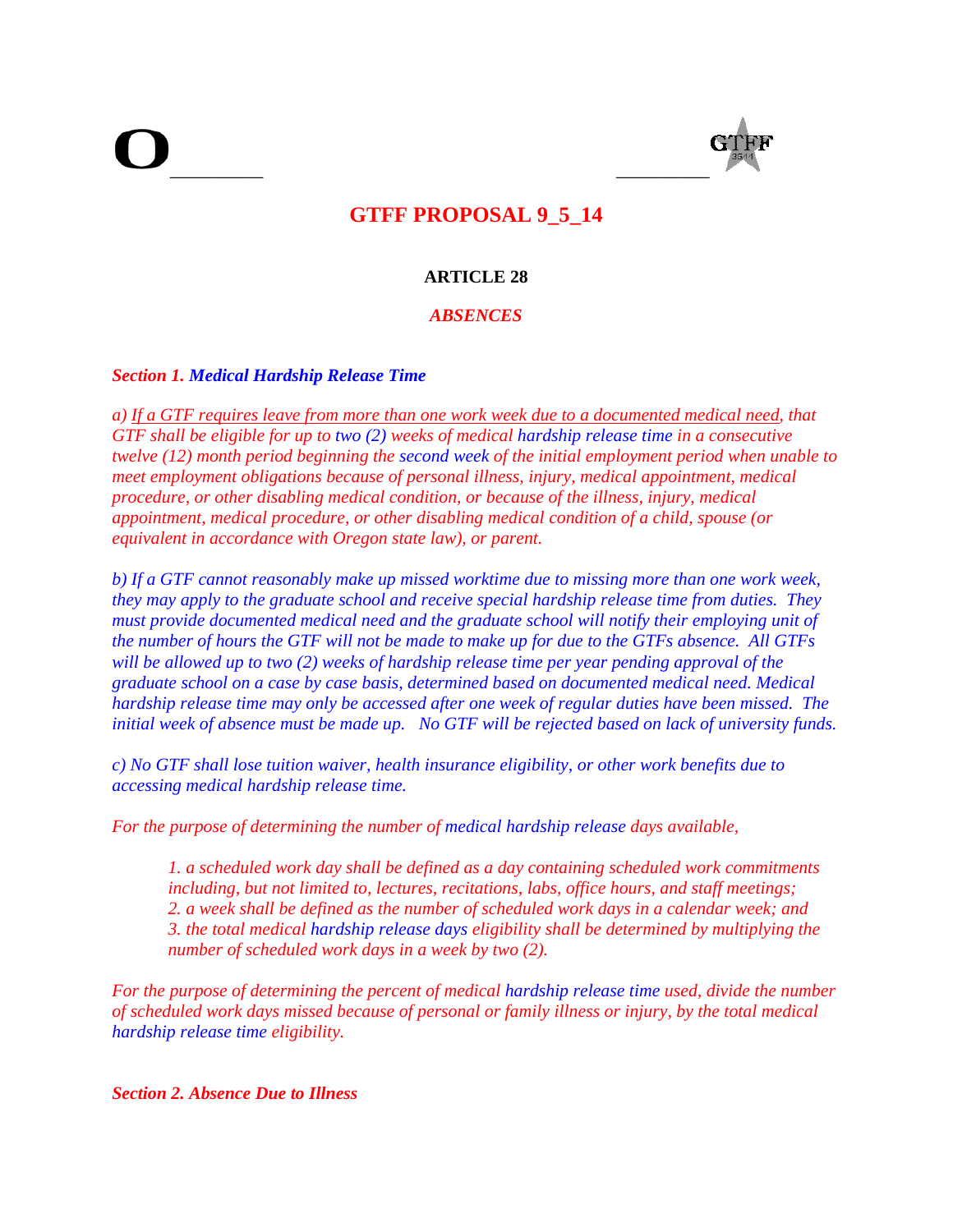# GTFF PROPOSAL 9_5_14

## ARTICLE 28

### *ABSENCES*

***Section 1. Medical Hardship Release Time***

*a) <u>If a GTF requires leave from more than one work week due to a documented medical need</u>, that GTF shall be eligible for up to two (2) weeks of medical hardship release time in a consecutive twelve (12) month period beginning the second week of the initial employment period when unable to meet employment obligations because of personal illness, injury, medical appointment, medical procedure, or other disabling medical condition, or because of the illness, injury, medical appointment, medical procedure, or other disabling medical condition of a child, spouse (or equivalent in accordance with Oregon state law), or parent.*

*b) If a GTF cannot reasonably make up missed worktime due to missing more than one work week, they may apply to the graduate school and receive special hardship release time from duties. They must provide documented medical need and the graduate school will notify their employing unit of the number of hours the GTF will not be made to make up for due to the GTFs absence. All GTFs will be allowed up to two (2) weeks of hardship release time per year pending approval of the graduate school on a case by case basis, determined based on documented medical need. Medical hardship release time may only be accessed after one week of regular duties have been missed. The initial week of absence must be made up. No GTF will be rejected based on lack of university funds.*

*c) No GTF shall lose tuition waiver, health insurance eligibility, or other work benefits due to accessing medical hardship release time.*

*For the purpose of determining the number of medical hardship release days available,*

> *1. a scheduled work day shall be defined as a day containing scheduled work commitments including, but not limited to, lectures, recitations, labs, office hours, and staff meetings;*
> *2. a week shall be defined as the number of scheduled work days in a calendar week; and*
> *3. the total medical hardship release days eligibility shall be determined by multiplying the number of scheduled work days in a week by two (2).*

*For the purpose of determining the percent of medical hardship release time used, divide the number of scheduled work days missed because of personal or family illness or injury, by the total medical hardship release time eligibility.*

***Section 2. Absence Due to Illness***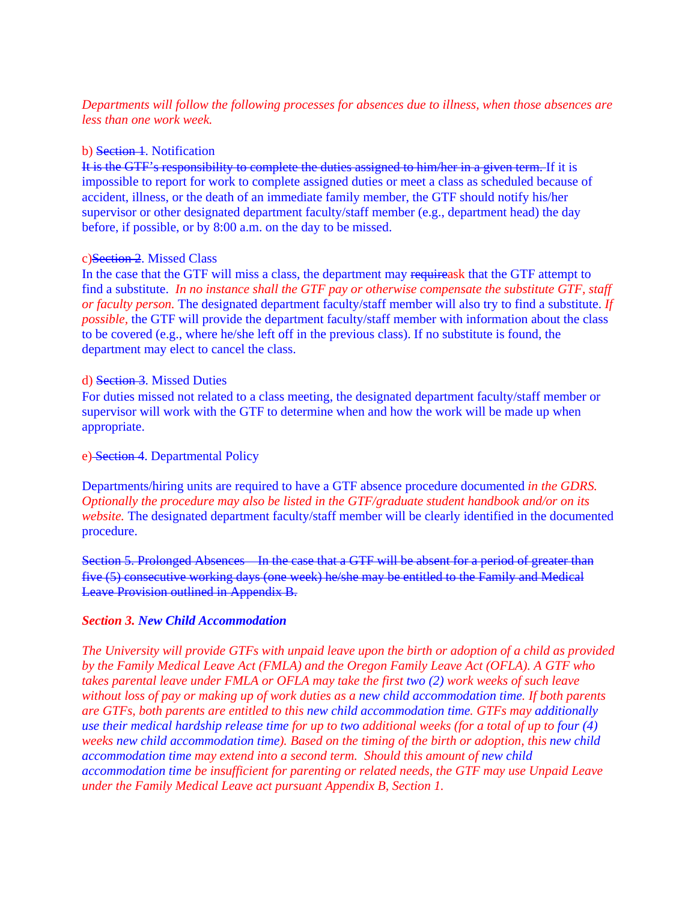*Departments will follow the following processes for absences due to illness, when those absences are less than one work week.*

b) ~~Section 1~~. Notification

~~It is the GTF's responsibility to complete the duties assigned to him/her in a given term.~~ If it is impossible to report for work to complete assigned duties or meet a class as scheduled because of accident, illness, or the death of an immediate family member, the GTF should notify his/her supervisor or other designated department faculty/staff member (e.g., department head) the day before, if possible, or by 8:00 a.m. on the day to be missed.

c)~~Section 2~~. Missed Class

In the case that the GTF will miss a class, the department may ~~require~~ask that the GTF attempt to find a substitute. *In no instance shall the GTF pay or otherwise compensate the substitute GTF, staff or faculty person.* The designated department faculty/staff member will also try to find a substitute. *If possible,* the GTF will provide the department faculty/staff member with information about the class to be covered (e.g., where he/she left off in the previous class). If no substitute is found, the department may elect to cancel the class.

d) ~~Section 3~~. Missed Duties

For duties missed not related to a class meeting, the designated department faculty/staff member or supervisor will work with the GTF to determine when and how the work will be made up when appropriate.

e) ~~Section 4~~. Departmental Policy

Departments/hiring units are required to have a GTF absence procedure documented *in the GDRS. Optionally the procedure may also be listed in the GTF/graduate student handbook and/or on its website.* The designated department faculty/staff member will be clearly identified in the documented procedure.

~~Section 5. Prolonged Absences – In the case that a GTF will be absent for a period of greater than five (5) consecutive working days (one week) he/she may be entitled to the Family and Medical Leave Provision outlined in Appendix B.~~

***Section 3. New Child Accommodation***

*The University will provide GTFs with unpaid leave upon the birth or adoption of a child as provided by the Family Medical Leave Act (FMLA) and the Oregon Family Leave Act (OFLA). A GTF who takes parental leave under FMLA or OFLA may take the first two (2) work weeks of such leave without loss of pay or making up of work duties as a new child accommodation time. If both parents are GTFs, both parents are entitled to this new child accommodation time. GTFs may additionally use their medical hardship release time for up to two additional weeks (for a total of up to four (4) weeks new child accommodation time). Based on the timing of the birth or adoption, this new child accommodation time may extend into a second term. Should this amount of new child accommodation time be insufficient for parenting or related needs, the GTF may use Unpaid Leave under the Family Medical Leave act pursuant Appendix B, Section 1.*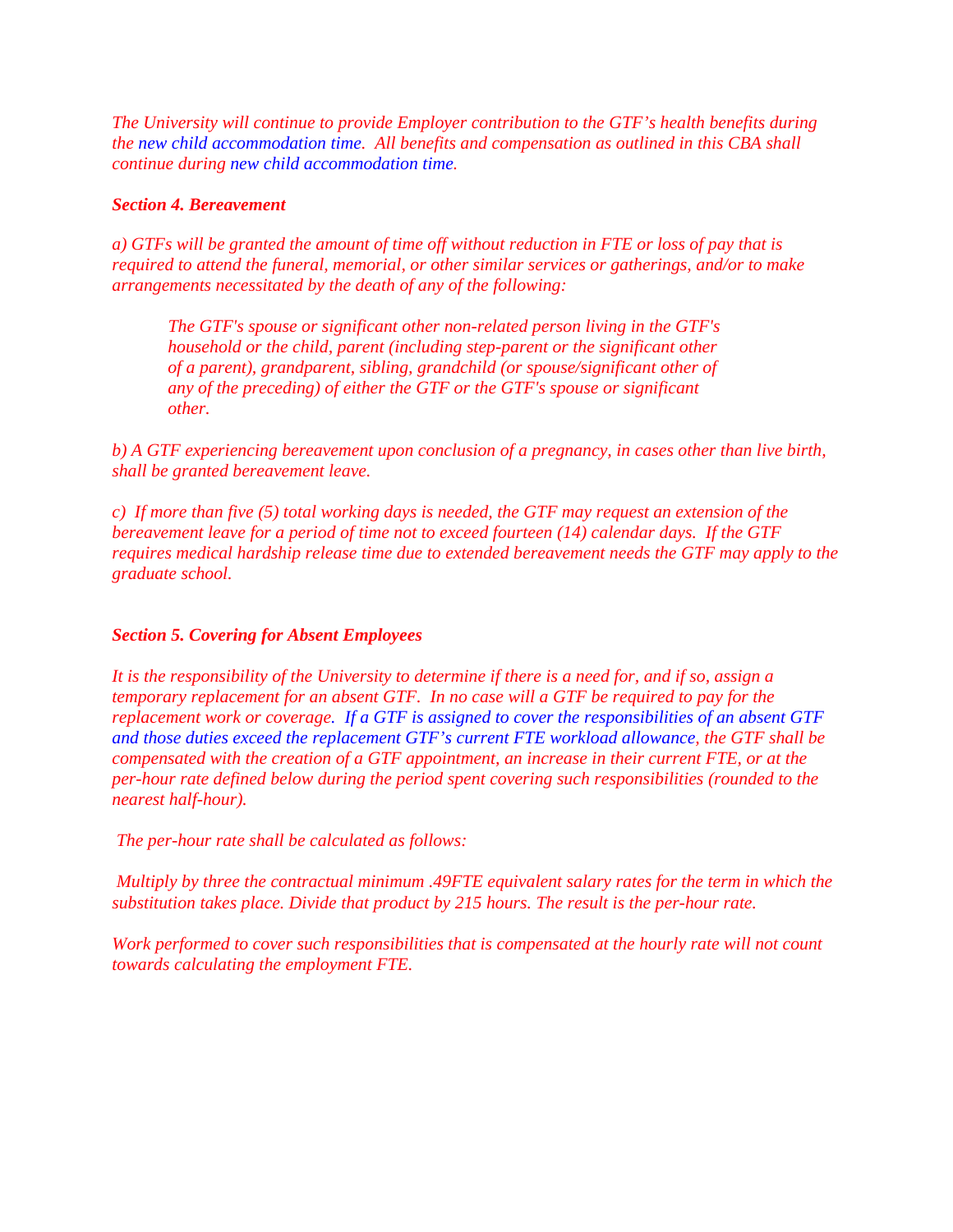*The University will continue to provide Employer contribution to the GTF's health benefits during the new child accommodation time. All benefits and compensation as outlined in this CBA shall continue during new child accommodation time.*

***Section 4. Bereavement***

*a) GTFs will be granted the amount of time off without reduction in FTE or loss of pay that is required to attend the funeral, memorial, or other similar services or gatherings, and/or to make arrangements necessitated by the death of any of the following:*

> *The GTF's spouse or significant other non-related person living in the GTF's household or the child, parent (including step-parent or the significant other of a parent), grandparent, sibling, grandchild (or spouse/significant other of any of the preceding) of either the GTF or the GTF's spouse or significant other.*

*b) A GTF experiencing bereavement upon conclusion of a pregnancy, in cases other than live birth, shall be granted bereavement leave.*

*c) If more than five (5) total working days is needed, the GTF may request an extension of the bereavement leave for a period of time not to exceed fourteen (14) calendar days. If the GTF requires medical hardship release time due to extended bereavement needs the GTF may apply to the graduate school.*

***Section 5. Covering for Absent Employees***

*It is the responsibility of the University to determine if there is a need for, and if so, assign a temporary replacement for an absent GTF. In no case will a GTF be required to pay for the replacement work or coverage. If a GTF is assigned to cover the responsibilities of an absent GTF and those duties exceed the replacement GTF's current FTE workload allowance, the GTF shall be compensated with the creation of a GTF appointment, an increase in their current FTE, or at the per-hour rate defined below during the period spent covering such responsibilities (rounded to the nearest half-hour).*

*The per-hour rate shall be calculated as follows:*

*Multiply by three the contractual minimum .49FTE equivalent salary rates for the term in which the substitution takes place. Divide that product by 215 hours. The result is the per-hour rate.*

*Work performed to cover such responsibilities that is compensated at the hourly rate will not count towards calculating the employment FTE.*